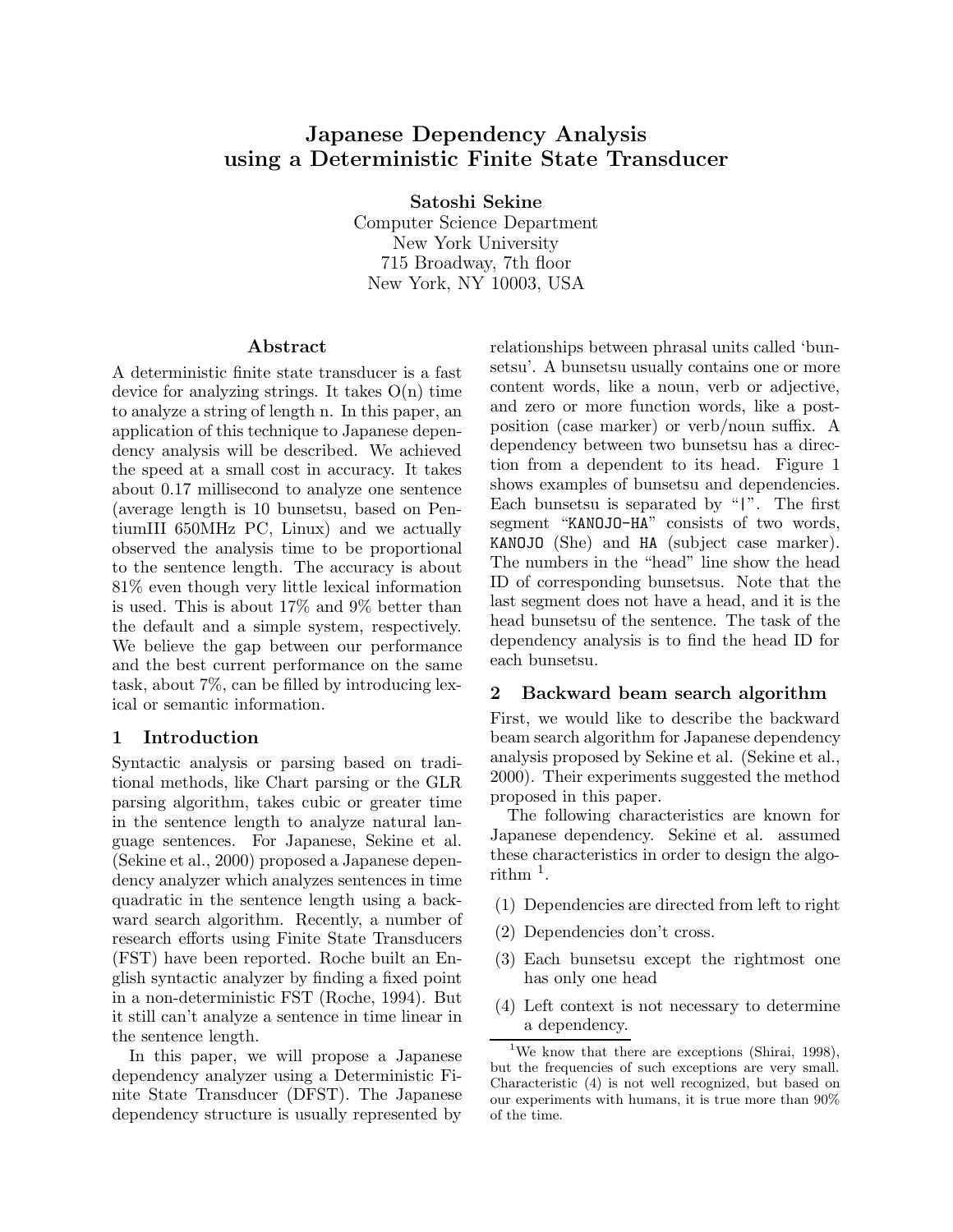# Japanese Dependency Analysis using a Deterministic Finite State Transducer

**Satoshi Sekine**
Computer Science Department
New York University
715 Broadway, 7th floor
New York, NY 10003, USA

## Abstract

A deterministic finite state transducer is a fast device for analyzing strings. It takes O(n) time to analyze a string of length n. In this paper, an application of this technique to Japanese dependency analysis will be described. We achieved the speed at a small cost in accuracy. It takes about 0.17 millisecond to analyze one sentence (average length is 10 bunsetsu, based on PentiumIII 650MHz PC, Linux) and we actually observed the analysis time to be proportional to the sentence length. The accuracy is about 81% even though very little lexical information is used. This is about 17% and 9% better than the default and a simple system, respectively. We believe the gap between our performance and the best current performance on the same task, about 7%, can be filled by introducing lexical or semantic information.

## 1 Introduction

Syntactic analysis or parsing based on traditional methods, like Chart parsing or the GLR parsing algorithm, takes cubic or greater time in the sentence length to analyze natural language sentences. For Japanese, Sekine et al. (Sekine et al., 2000) proposed a Japanese dependency analyzer which analyzes sentences in time quadratic in the sentence length using a backward search algorithm. Recently, a number of research efforts using Finite State Transducers (FST) have been reported. Roche built an English syntactic analyzer by finding a fixed point in a non-deterministic FST (Roche, 1994). But it still can't analyze a sentence in time linear in the sentence length.

In this paper, we will propose a Japanese dependency analyzer using a Deterministic Finite State Transducer (DFST). The Japanese dependency structure is usually represented by relationships between phrasal units called 'bunsetsu'. A bunsetsu usually contains one or more content words, like a noun, verb or adjective, and zero or more function words, like a postposition (case marker) or verb/noun suffix. A dependency between two bunsetsu has a direction from a dependent to its head. Figure 1 shows examples of bunsetsu and dependencies. Each bunsetsu is separated by "|". The first segment "KANOJO-HA" consists of two words, KANOJO (She) and HA (subject case marker). The numbers in the "head" line show the head ID of corresponding bunsetsus. Note that the last segment does not have a head, and it is the head bunsetsu of the sentence. The task of the dependency analysis is to find the head ID for each bunsetsu.

## 2 Backward beam search algorithm

First, we would like to describe the backward beam search algorithm for Japanese dependency analysis proposed by Sekine et al. (Sekine et al., 2000). Their experiments suggested the method proposed in this paper.

The following characteristics are known for Japanese dependency. Sekine et al. assumed these characteristics in order to design the algorithm [1].

(1) Dependencies are directed from left to right

(2) Dependencies don't cross.

(3) Each bunsetsu except the rightmost one has only one head

(4) Left context is not necessary to determine a dependency.

[1] We know that there are exceptions (Shirai, 1998), but the frequencies of such exceptions are very small. Characteristic (4) is not well recognized, but based on our experiments with humans, it is true more than 90% of the time.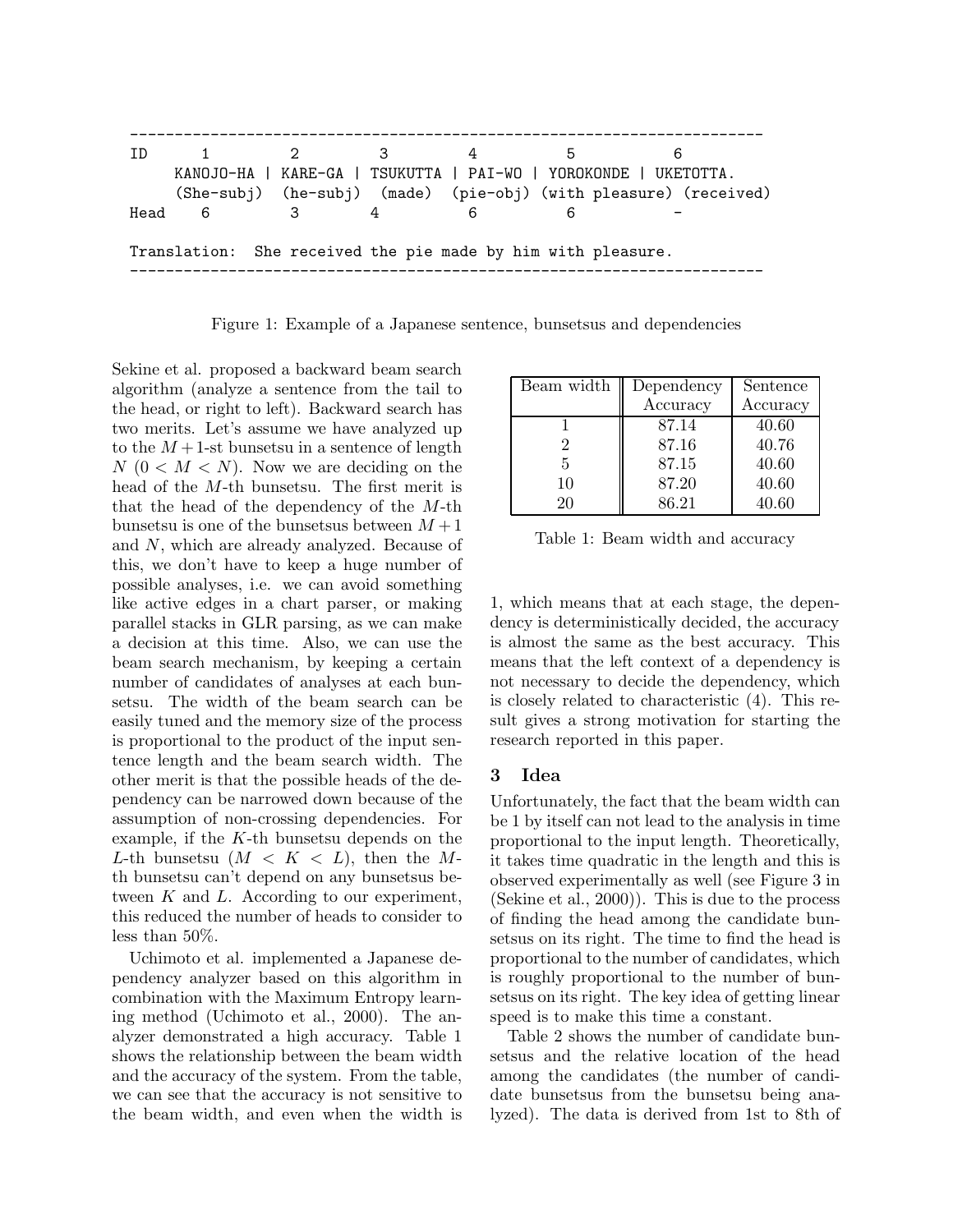```
----------------------------------------------------------------------
ID      1          2          3           4          5              6
     KANOJO-HA | KARE-GA | TSUKUTTA | PAI-WO | YOROKONDE | UKETOTTA.
     (She-subj)  (he-subj)  (made)  (pie-obj) (with pleasure) (received)
Head    6          3          4           6          6              -

Translation:  She received the pie made by him with pleasure.
----------------------------------------------------------------------
```

Figure 1: Example of a Japanese sentence, bunsetsus and dependencies

Sekine et al. proposed a backward beam search algorithm (analyze a sentence from the tail to the head, or right to left). Backward search has two merits. Let's assume we have analyzed up to the $M+1$-st bunsetsu in a sentence of length $N$ ($0 < M < N$). Now we are deciding on the head of the $M$-th bunsetsu. The first merit is that the head of the dependency of the $M$-th bunsetsu is one of the bunsetsus between $M+1$ and $N$, which are already analyzed. Because of this, we don't have to keep a huge number of possible analyses, i.e. we can avoid something like active edges in a chart parser, or making parallel stacks in GLR parsing, as we can make a decision at this time. Also, we can use the beam search mechanism, by keeping a certain number of candidates of analyses at each bunsetsu. The width of the beam search can be easily tuned and the memory size of the process is proportional to the product of the input sentence length and the beam search width. The other merit is that the possible heads of the dependency can be narrowed down because of the assumption of non-crossing dependencies. For example, if the $K$-th bunsetsu depends on the $L$-th bunsetsu ($M < K < L$), then the $M$-th bunsetsu can't depend on any bunsetsu between $K$ and $L$. According to our experiment, this reduced the number of heads to consider to less than 50%.

Uchimoto et al. implemented a Japanese dependency analyzer based on this algorithm in combination with the Maximum Entropy learning method (Uchimoto et al., 2000). The analyzer demonstrated a high accuracy. Table 1 shows the relationship between the beam width and the accuracy of the system. From the table, we can see that the accuracy is not sensitive to the beam width, and even when the width is 1, which means that at each stage, the dependency is deterministically decided, the accuracy is almost the same as the best accuracy. This means that the left context of a dependency is not necessary to decide the dependency, which is closely related to characteristic (4). This result gives a strong motivation for starting the research reported in this paper.

| Beam width | Dependency Accuracy | Sentence Accuracy |
|---|---|---|
| 1 | 87.14 | 40.60 |
| 2 | 87.16 | 40.76 |
| 5 | 87.15 | 40.60 |
| 10 | 87.20 | 40.60 |
| 20 | 86.21 | 40.60 |

Table 1: Beam width and accuracy

## 3 Idea

Unfortunately, the fact that the beam width can be 1 by itself can not lead to the analysis in time proportional to the input length. Theoretically, it takes time quadratic in the length and this is observed experimentally as well (see Figure 3 in (Sekine et al., 2000)). This is due to the process of finding the head among the candidate bunsetsus on its right. The time to find the head is proportional to the number of candidates, which is roughly proportional to the number of bunsetsus on its right. The key idea of getting linear speed is to make this time a constant.

Table 2 shows the number of candidate bunsetsus and the relative location of the head among the candidates (the number of candidate bunsetsus from the bunsetsu being analyzed). The data is derived from 1st to 8th of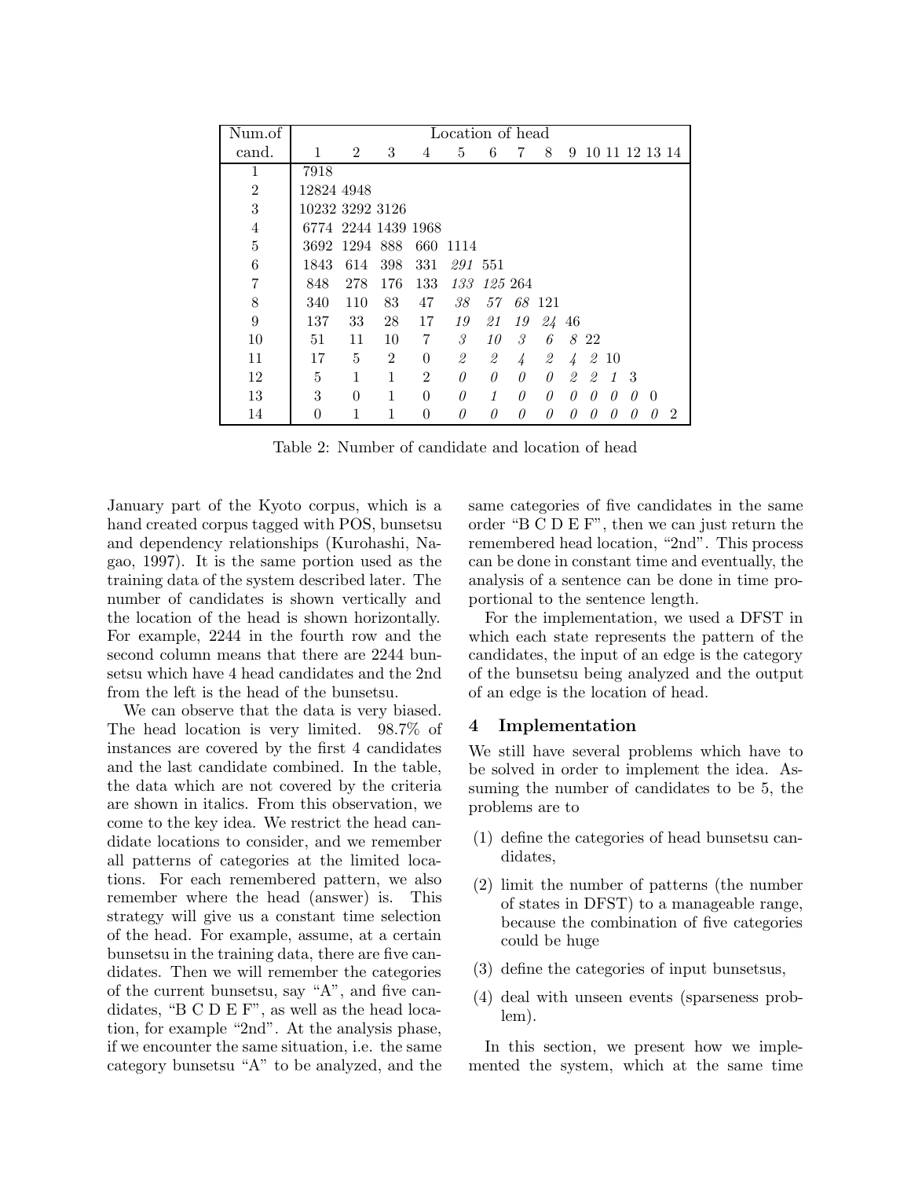| Num.of | Location of head | | | | | | | | | | | | | |
|---|---|---|---|---|---|---|---|---|---|---|---|---|---|---|
| cand. | 1 | 2 | 3 | 4 | 5 | 6 | 7 | 8 | 9 | 10 | 11 | 12 | 13 | 14 |
| 1 | 7918 | | | | | | | | | | | | | |
| 2 | 12824 | 4948 | | | | | | | | | | | | |
| 3 | 10232 | 3292 | 3126 | | | | | | | | | | | |
| 4 | 6774 | 2244 | 1439 | 1968 | | | | | | | | | | |
| 5 | 3692 | 1294 | 888 | 660 | 1114 | | | | | | | | | |
| 6 | 1843 | 614 | 398 | 331 | *291* | 551 | | | | | | | | |
| 7 | 848 | 278 | 176 | 133 | *133* | *125* | 264 | | | | | | | |
| 8 | 340 | 110 | 83 | 47 | *38* | *57* | *68* | 121 | | | | | | |
| 9 | 137 | 33 | 28 | 17 | *19* | *21* | *19* | *24* | 46 | | | | | |
| 10 | 51 | 11 | 10 | 7 | *3* | *10* | *3* | *6* | *8* | 22 | | | | |
| 11 | 17 | 5 | 2 | 0 | *2* | *2* | *4* | *2* | *4* | *2* | 10 | | | |
| 12 | 5 | 1 | 1 | 2 | *0* | *0* | *0* | *0* | *2* | *2* | *1* | 3 | | |
| 13 | 3 | 0 | 1 | 0 | *0* | *1* | *0* | *0* | *0* | *0* | *0* | *0* | 0 | |
| 14 | 0 | 1 | 1 | 0 | *0* | *0* | *0* | *0* | *0* | *0* | *0* | *0* | *0* | 2 |

Table 2: Number of candidate and location of head

January part of the Kyoto corpus, which is a hand created corpus tagged with POS, bunsetsu and dependency relationships (Kurohashi, Nagao, 1997). It is the same portion used as the training data of the system described later. The number of candidates is shown vertically and the location of the head is shown horizontally. For example, 2244 in the fourth row and the second column means that there are 2244 bunsetsu which have 4 head candidates and the 2nd from the left is the head of the bunsetsu.

We can observe that the data is very biased. The head location is very limited. 98.7% of instances are covered by the first 4 candidates and the last candidate combined. In the table, the data which are not covered by the criteria are shown in italics. From this observation, we come to the key idea. We restrict the head candidate locations to consider, and we remember all patterns of categories at the limited locations. For each remembered pattern, we also remember where the head (answer) is. This strategy will give us a constant time selection of the head. For example, assume, at a certain bunsetsu in the training data, there are five candidates. Then we will remember the categories of the current bunsetsu, say "A", and five candidates, "B C D E F", as well as the head location, for example "2nd". At the analysis phase, if we encounter the same situation, i.e. the same category bunsetsu "A" to be analyzed, and the same categories of five candidates in the same order "B C D E F", then we can just return the remembered head location, "2nd". This process can be done in constant time and eventually, the analysis of a sentence can be done in time proportional to the sentence length.

For the implementation, we used a DFST in which each state represents the pattern of the candidates, the input of an edge is the category of the bunsetsu being analyzed and the output of an edge is the location of head.

## 4 Implementation

We still have several problems which have to be solved in order to implement the idea. Assuming the number of candidates to be 5, the problems are to

(1) define the categories of head bunsetsu candidates,

(2) limit the number of patterns (the number of states in DFST) to a manageable range, because the combination of five categories could be huge

(3) define the categories of input bunsetsus,

(4) deal with unseen events (sparseness problem).

In this section, we present how we implemented the system, which at the same time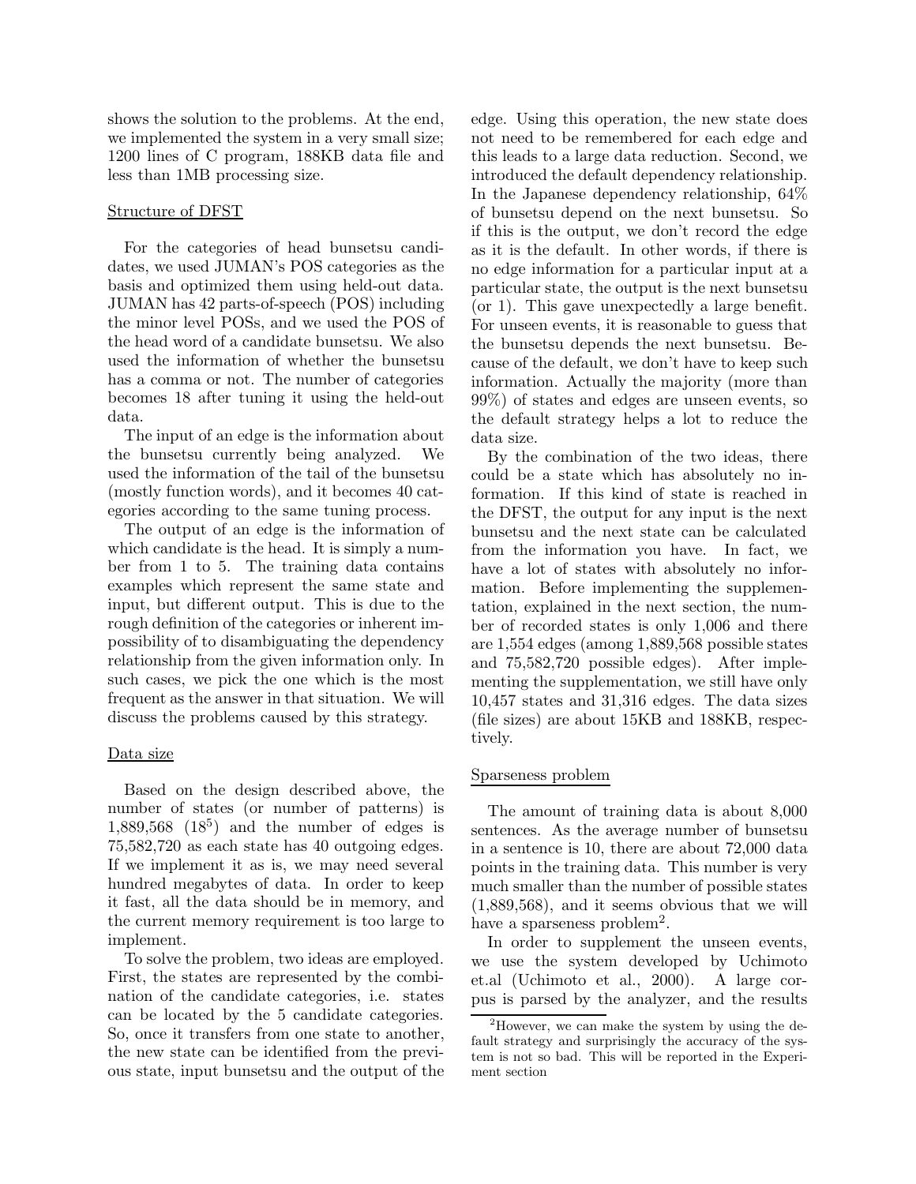shows the solution to the problems. At the end, we implemented the system in a very small size; 1200 lines of C program, 188KB data file and less than 1MB processing size.

### Structure of DFST

For the categories of head bunsetsu candidates, we used JUMAN's POS categories as the basis and optimized them using held-out data. JUMAN has 42 parts-of-speech (POS) including the minor level POSs, and we used the POS of the head word of a candidate bunsetsu. We also used the information of whether the bunsetsu has a comma or not. The number of categories becomes 18 after tuning it using the held-out data.

The input of an edge is the information about the bunsetsu currently being analyzed. We used the information of the tail of the bunsetsu (mostly function words), and it becomes 40 categories according to the same tuning process.

The output of an edge is the information of which candidate is the head. It is simply a number from 1 to 5. The training data contains examples which represent the same state and input, but different output. This is due to the rough definition of the categories or inherent impossibility of to disambiguating the dependency relationship from the given information only. In such cases, we pick the one which is the most frequent as the answer in that situation. We will discuss the problems caused by this strategy.

### Data size

Based on the design described above, the number of states (or number of patterns) is 1,889,568 ($18^5$) and the number of edges is 75,582,720 as each state has 40 outgoing edges. If we implement it as is, we may need several hundred megabytes of data. In order to keep it fast, all the data should be in memory, and the current memory requirement is too large to implement.

To solve the problem, two ideas are employed. First, the states are represented by the combination of the candidate categories, i.e. states can be located by the 5 candidate categories. So, once it transfers from one state to another, the new state can be identified from the previous state, input bunsetsu and the output of the edge. Using this operation, the new state does not need to be remembered for each edge and this leads to a large data reduction. Second, we introduced the default dependency relationship. In the Japanese dependency relationship, 64% of bunsetsu depend on the next bunsetsu. So if this is the output, we don't record the edge as it is the default. In other words, if there is no edge information for a particular input at a particular state, the output is the next bunsetsu (or 1). This gave unexpectedly a large benefit. For unseen events, it is reasonable to guess that the bunsetsu depends the next bunsetsu. Because of the default, we don't have to keep such information. Actually the majority (more than 99%) of states and edges are unseen events, so the default strategy helps a lot to reduce the data size.

By the combination of the two ideas, there could be a state which has absolutely no information. If this kind of state is reached in the DFST, the output for any input is the next bunsetsu and the next state can be calculated from the information you have. In fact, we have a lot of states with absolutely no information. Before implementing the supplementation, explained in the next section, the number of recorded states is only 1,006 and there are 1,554 edges (among 1,889,568 possible states and 75,582,720 possible edges). After implementing the supplementation, we still have only 10,457 states and 31,316 edges. The data sizes (file sizes) are about 15KB and 188KB, respectively.

### Sparseness problem

The amount of training data is about 8,000 sentences. As the average number of bunsetsu in a sentence is 10, there are about 72,000 data points in the training data. This number is very much smaller than the number of possible states (1,889,568), and it seems obvious that we will have a sparseness problem[2].

In order to supplement the unseen events, we use the system developed by Uchimoto et.al (Uchimoto et al., 2000). A large corpus is parsed by the analyzer, and the results

[2] However, we can make the system by using the default strategy and surprisingly the accuracy of the system is not so bad. This will be reported in the Experiment section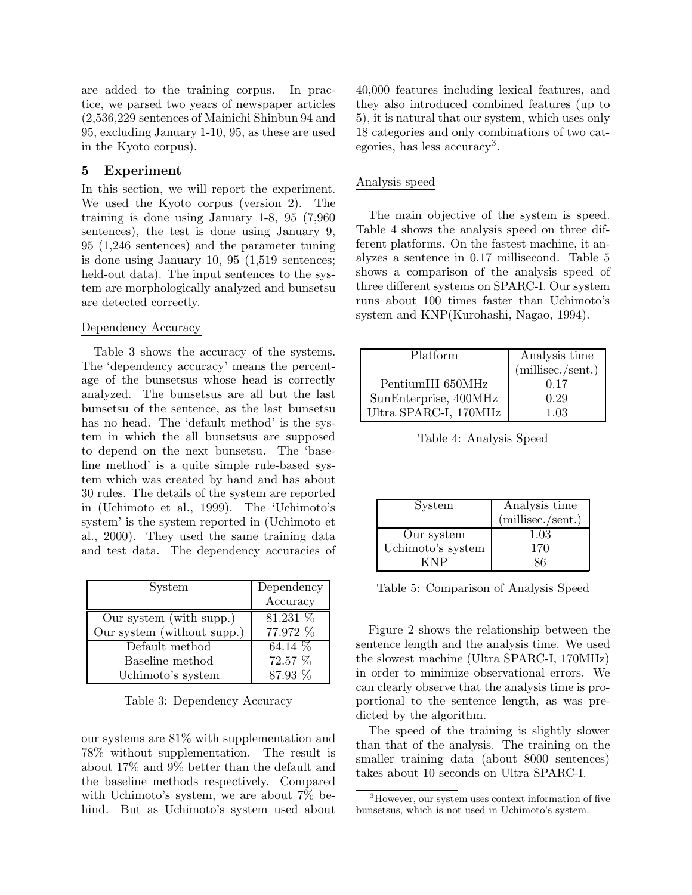are added to the training corpus. In practice, we parsed two years of newspaper articles (2,536,229 sentences of Mainichi Shinbun 94 and 95, excluding January 1-10, 95, as these are used in the Kyoto corpus).

## 5 Experiment

In this section, we will report the experiment. We used the Kyoto corpus (version 2). The training is done using January 1-8, 95 (7,960 sentences), the test is done using January 9, 95 (1,246 sentences) and the parameter tuning is done using January 10, 95 (1,519 sentences; held-out data). The input sentences to the system are morphologically analyzed and bunsetsu are detected correctly.

### Dependency Accuracy

Table 3 shows the accuracy of the systems. The 'dependency accuracy' means the percentage of the bunsetsus whose head is correctly analyzed. The bunsetsus are all but the last bunsetsu of the sentence, as the last bunsetsu has no head. The 'default method' is the system in which the all bunsetsus are supposed to depend on the next bunsetsu. The 'baseline method' is a quite simple rule-based system which was created by hand and has about 30 rules. The details of the system are reported in (Uchimoto et al., 1999). The 'Uchimoto's system' is the system reported in (Uchimoto et al., 2000). They used the same training data and test data. The dependency accuracies of

| System | Dependency Accuracy |
|---|---|
| Our system (with supp.) | 81.231 % |
| Our system (without supp.) | 77.972 % |
| Default method | 64.14 % |
| Baseline method | 72.57 % |
| Uchimoto's system | 87.93 % |

Table 3: Dependency Accuracy

our systems are 81% with supplementation and 78% without supplementation. The result is about 17% and 9% better than the default and the baseline methods respectively. Compared with Uchimoto's system, we are about 7% behind. But as Uchimoto's system used about 40,000 features including lexical features, and they also introduced combined features (up to 5), it is natural that our system, which uses only 18 categories and only combinations of two categories, has less accuracy[3].

### Analysis speed

The main objective of the system is speed. Table 4 shows the analysis speed on three different platforms. On the fastest machine, it analyzes a sentence in 0.17 millisecond. Table 5 shows a comparison of the analysis speed of three different systems on SPARC-I. Our system runs about 100 times faster than Uchimoto's system and KNP(Kurohashi, Nagao, 1994).

| Platform | Analysis time (millisec./sent.) |
|---|---|
| PentiumIII 650MHz | 0.17 |
| SunEnterprise, 400MHz | 0.29 |
| Ultra SPARC-I, 170MHz | 1.03 |

Table 4: Analysis Speed

| System | Analysis time (millisec./sent.) |
|---|---|
| Our system | 1.03 |
| Uchimoto's system | 170 |
| KNP | 86 |

Table 5: Comparison of Analysis Speed

Figure 2 shows the relationship between the sentence length and the analysis time. We used the slowest machine (Ultra SPARC-I, 170MHz) in order to minimize observational errors. We can clearly observe that the analysis time is proportional to the sentence length, as was predicted by the algorithm.

The speed of the training is slightly slower than that of the analysis. The training on the smaller training data (about 8000 sentences) takes about 10 seconds on Ultra SPARC-I.

[3] However, our system uses context information of five bunsetsus, which is not used in Uchimoto's system.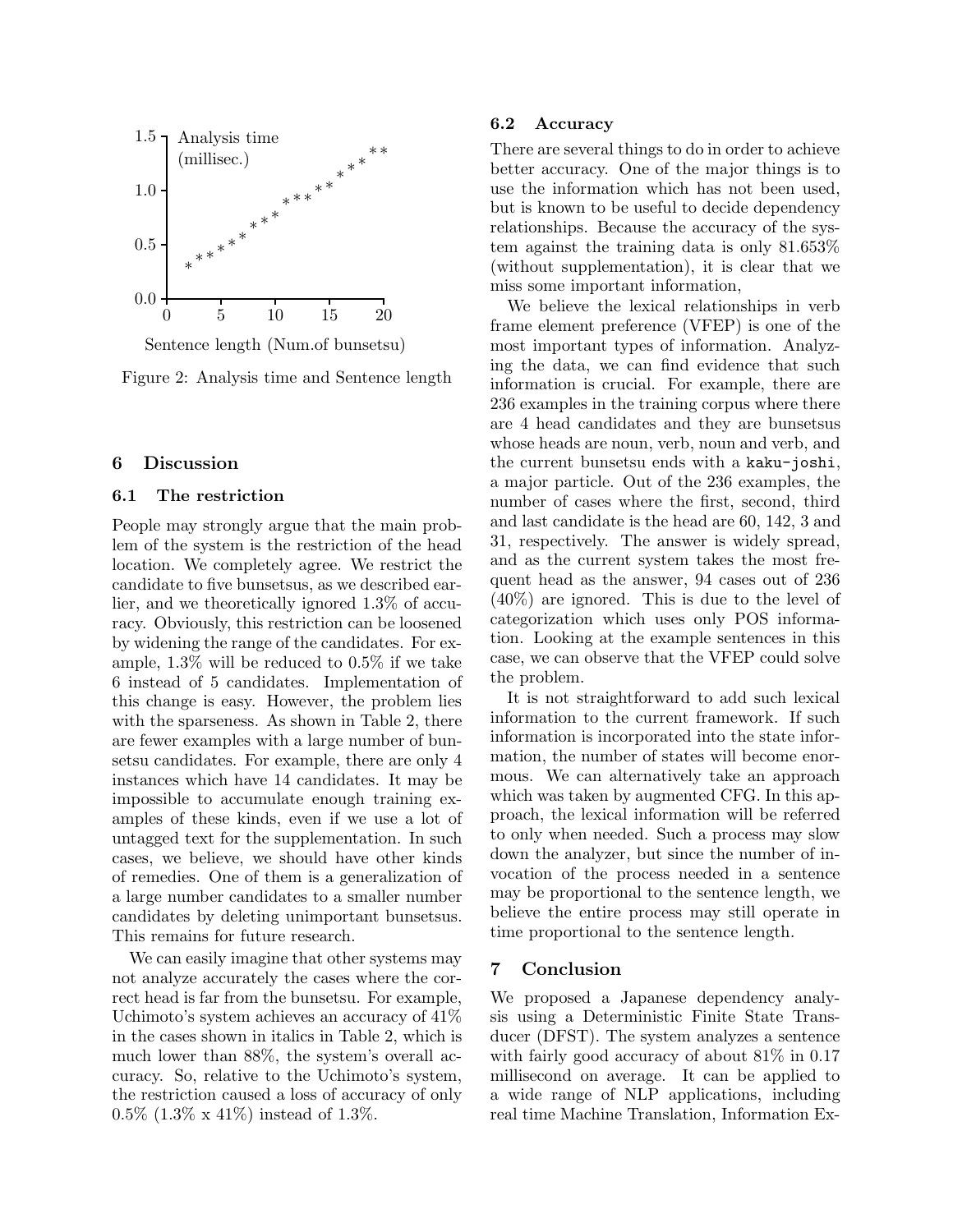Figure 2: Analysis time and Sentence length

## 6 Discussion

### 6.1 The restriction

People may strongly argue that the main problem of the system is the restriction of the head location. We completely agree. We restrict the candidate to five bunsetsus, as we described earlier, and we theoretically ignored 1.3% of accuracy. Obviously, this restriction can be loosened by widening the range of the candidates. For example, 1.3% will be reduced to 0.5% if we take 6 instead of 5 candidates. Implementation of this change is easy. However, the problem lies with the sparseness. As shown in Table 2, there are fewer examples with a large number of bunsetsu candidates. For example, there are only 4 instances which have 14 candidates. It may be impossible to accumulate enough training examples of these kinds, even if we use a lot of untagged text for the supplementation. In such cases, we believe, we should have other kinds of remedies. One of them is a generalization of a large number candidates to a smaller number candidates by deleting unimportant bunsetsus. This remains for future research.

We can easily imagine that other systems may not analyze accurately the cases where the correct head is far from the bunsetsu. For example, Uchimoto's system achieves an accuracy of 41% in the cases shown in italics in Table 2, which is much lower than 88%, the system's overall accuracy. So, relative to the Uchimoto's system, the restriction caused a loss of accuracy of only 0.5% (1.3% x 41%) instead of 1.3%.

### 6.2 Accuracy

There are several things to do in order to achieve better accuracy. One of the major things is to use the information which has not been used, but is known to be useful to decide dependency relationships. Because the accuracy of the system against the training data is only 81.653% (without supplementation), it is clear that we miss some important information,

We believe the lexical relationships in verb frame element preference (VFEP) is one of the most important types of information. Analyzing the data, we can find evidence that such information is crucial. For example, there are 236 examples in the training corpus where there are 4 head candidates and they are bunsetsus whose heads are noun, verb, noun and verb, and the current bunsetsu ends with a `kaku-joshi`, a major particle. Out of the 236 examples, the number of cases where the first, second, third and last candidate is the head are 60, 142, 3 and 31, respectively. The answer is widely spread, and as the current system takes the most frequent head as the answer, 94 cases out of 236 (40%) are ignored. This is due to the level of categorization which uses only POS information. Looking at the example sentences in this case, we can observe that the VFEP could solve the problem.

It is not straightforward to add such lexical information to the current framework. If such information is incorporated into the state information, the number of states will become enormous. We can alternatively take an approach which was taken by augmented CFG. In this approach, the lexical information will be referred to only when needed. Such a process may slow down the analyzer, but since the number of invocation of the process needed in a sentence may be proportional to the sentence length, we believe the entire process may still operate in time proportional to the sentence length.

## 7 Conclusion

We proposed a Japanese dependency analysis using a Deterministic Finite State Transducer (DFST). The system analyzes a sentence with fairly good accuracy of about 81% in 0.17 millisecond on average. It can be applied to a wide range of NLP applications, including real time Machine Translation, Information Ex-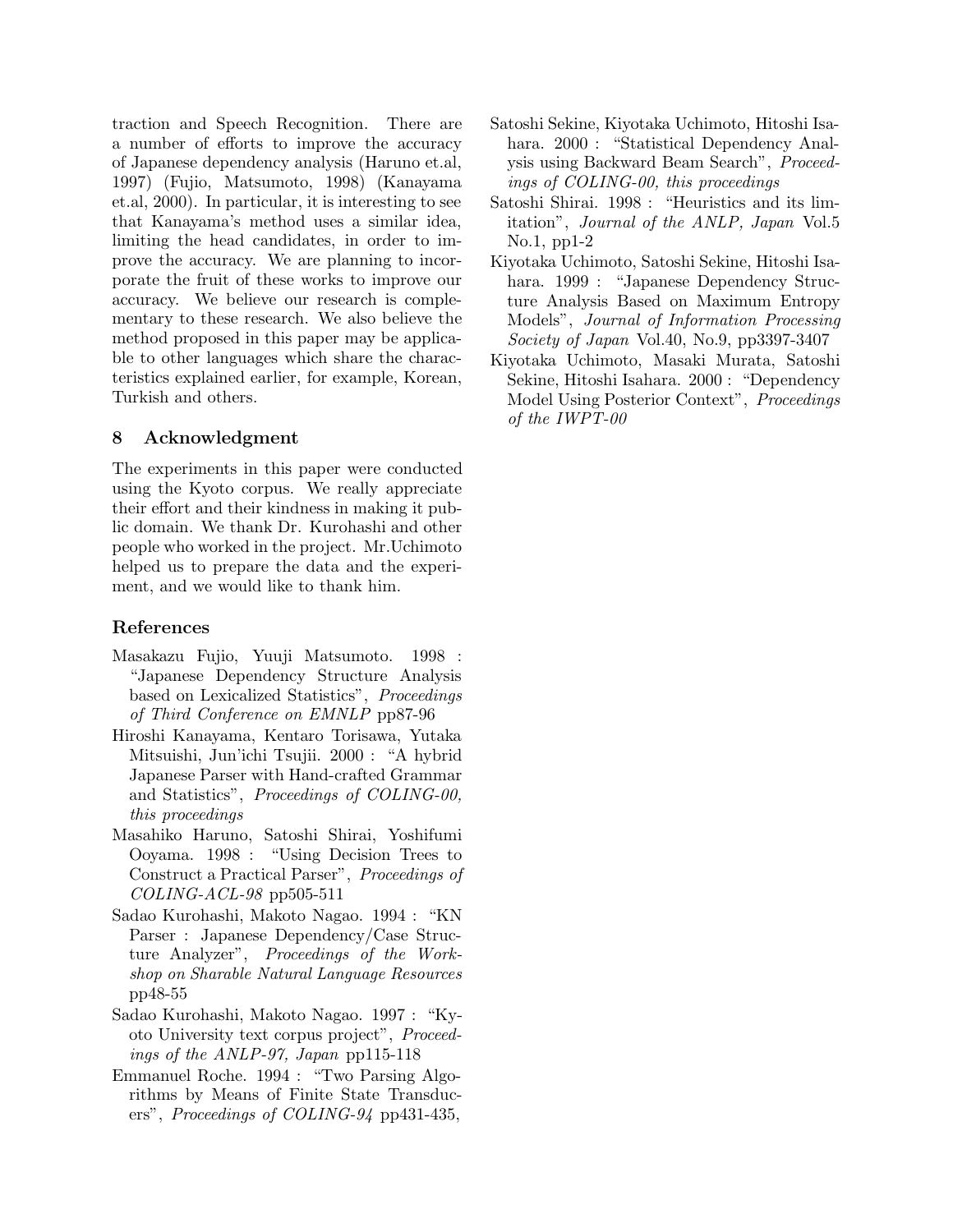traction and Speech Recognition. There are a number of efforts to improve the accuracy of Japanese dependency analysis (Haruno et.al, 1997) (Fujio, Matsumoto, 1998) (Kanayama et.al, 2000). In particular, it is interesting to see that Kanayama's method uses a similar idea, limiting the head candidates, in order to improve the accuracy. We are planning to incorporate the fruit of these works to improve our accuracy. We believe our research is complementary to these research. We also believe the method proposed in this paper may be applicable to other languages which share the characteristics explained earlier, for example, Korean, Turkish and others.

## 8 Acknowledgment

The experiments in this paper were conducted using the Kyoto corpus. We really appreciate their effort and their kindness in making it public domain. We thank Dr. Kurohashi and other people who worked in the project. Mr.Uchimoto helped us to prepare the data and the experiment, and we would like to thank him.

## References

Masakazu Fujio, Yuuji Matsumoto. 1998 : "Japanese Dependency Structure Analysis based on Lexicalized Statistics", *Proceedings of Third Conference on EMNLP* pp87-96

Hiroshi Kanayama, Kentaro Torisawa, Yutaka Mitsuishi, Jun'ichi Tsujii. 2000 : "A hybrid Japanese Parser with Hand-crafted Grammar and Statistics", *Proceedings of COLING-00, this proceedings*

Masahiko Haruno, Satoshi Shirai, Yoshifumi Ooyama. 1998 : "Using Decision Trees to Construct a Practical Parser", *Proceedings of COLING-ACL-98* pp505-511

Sadao Kurohashi, Makoto Nagao. 1994 : "KN Parser : Japanese Dependency/Case Structure Analyzer", *Proceedings of the Workshop on Sharable Natural Language Resources* pp48-55

Sadao Kurohashi, Makoto Nagao. 1997 : "Kyoto University text corpus project", *Proceedings of the ANLP-97, Japan* pp115-118

Emmanuel Roche. 1994 : "Two Parsing Algorithms by Means of Finite State Transducers", *Proceedings of COLING-94* pp431-435,

Satoshi Sekine, Kiyotaka Uchimoto, Hitoshi Isahara. 2000 : "Statistical Dependency Analysis using Backward Beam Search", *Proceedings of COLING-00, this proceedings*

Satoshi Shirai. 1998 : "Heuristics and its limitation", *Journal of the ANLP, Japan* Vol.5 No.1, pp1-2

Kiyotaka Uchimoto, Satoshi Sekine, Hitoshi Isahara. 1999 : "Japanese Dependency Structure Analysis Based on Maximum Entropy Models", *Journal of Information Processing Society of Japan* Vol.40, No.9, pp3397-3407

Kiyotaka Uchimoto, Masaki Murata, Satoshi Sekine, Hitoshi Isahara. 2000 : "Dependency Model Using Posterior Context", *Proceedings of the IWPT-00*